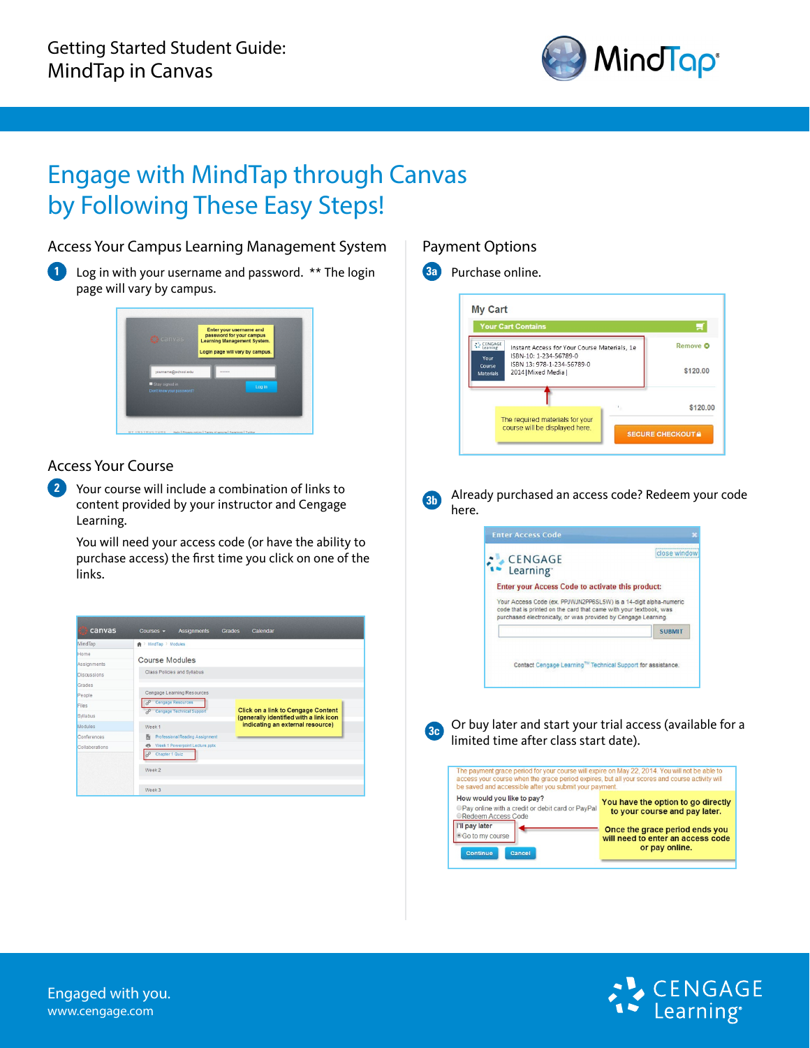Getting Started Student Guide:
MindTap in Canvas

# Engage with MindTap through Canvas by Following These Easy Steps!

## Access Your Campus Learning Management System

**1** Log in with your username and password. ** The login page will vary by campus.

## Access Your Course

**2** Your course will include a combination of links to content provided by your instructor and Cengage Learning.

You will need your access code (or have the ability to purchase access) the first time you click on one of the links.

## Payment Options

**3a** Purchase online.

**3b** Already purchased an access code? Redeem your code here.

**3c** Or buy later and start your trial access (available for a limited time after class start date).

Engaged with you.
www.cengage.com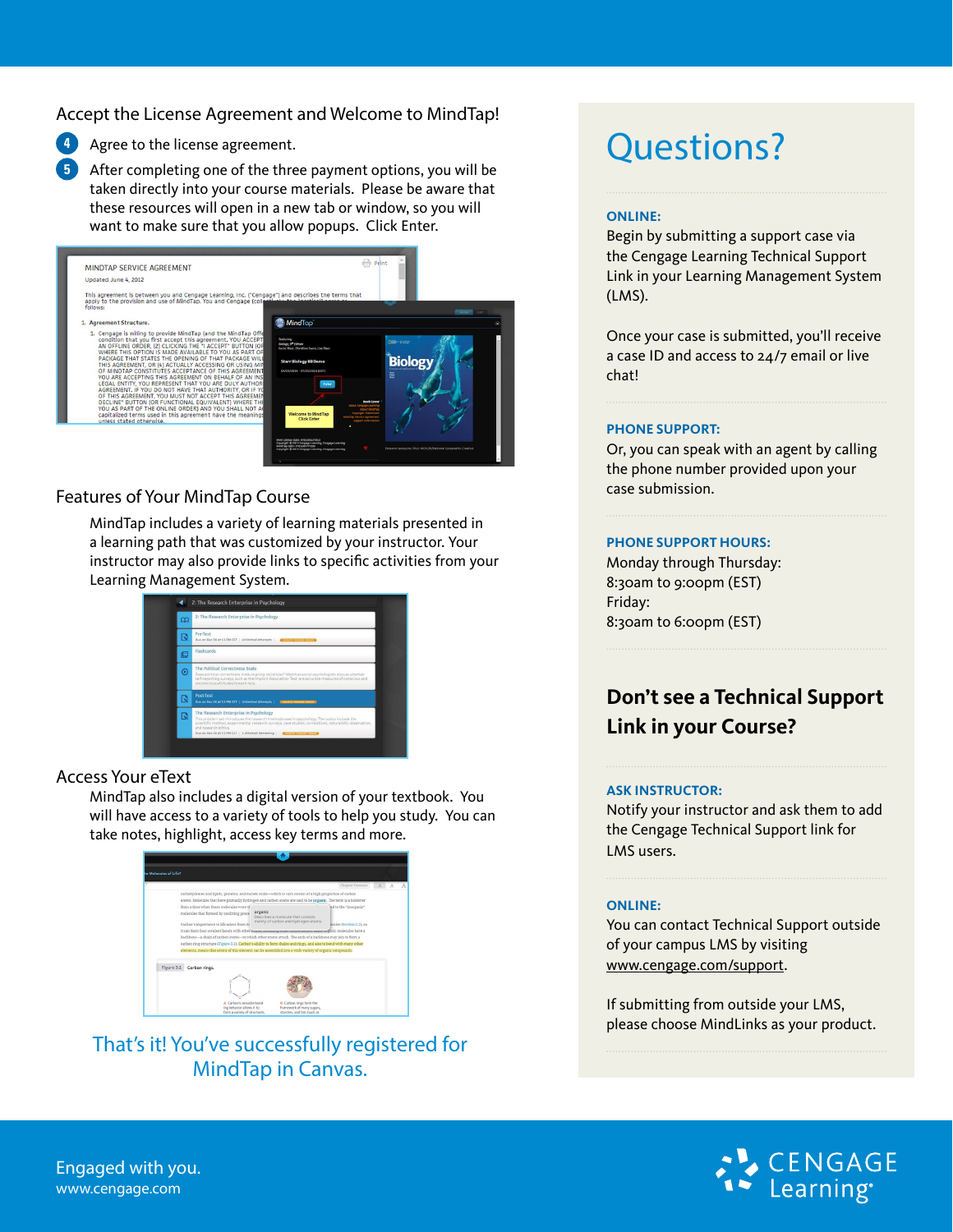## Accept the License Agreement and Welcome to MindTap!

4. Agree to the license agreement.
5. After completing one of the three payment options, you will be taken directly into your course materials. Please be aware that these resources will open in a new tab or window, so you will want to make sure that you allow popups. Click Enter.

## Features of Your MindTap Course

MindTap includes a variety of learning materials presented in a learning path that was customized by your instructor. Your instructor may also provide links to specific activities from your Learning Management System.

## Access Your eText

MindTap also includes a digital version of your textbook. You will have access to a variety of tools to help you study. You can take notes, highlight, access key terms and more.

That's it! You've successfully registered for MindTap in Canvas.

# Questions?

**ONLINE:**
Begin by submitting a support case via the Cengage Learning Technical Support Link in your Learning Management System (LMS).

Once your case is submitted, you'll receive a case ID and access to 24/7 email or live chat!

**PHONE SUPPORT:**
Or, you can speak with an agent by calling the phone number provided upon your case submission.

**PHONE SUPPORT HOURS:**
Monday through Thursday:
8:30am to 9:00pm (EST)
Friday:
8:30am to 6:00pm (EST)

## Don't see a Technical Support Link in your Course?

**ASK INSTRUCTOR:**
Notify your instructor and ask them to add the Cengage Technical Support link for LMS users.

**ONLINE:**
You can contact Technical Support outside of your campus LMS by visiting www.cengage.com/support.

If submitting from outside your LMS, please choose MindLinks as your product.

Engaged with you.
www.cengage.com

CENGAGE Learning